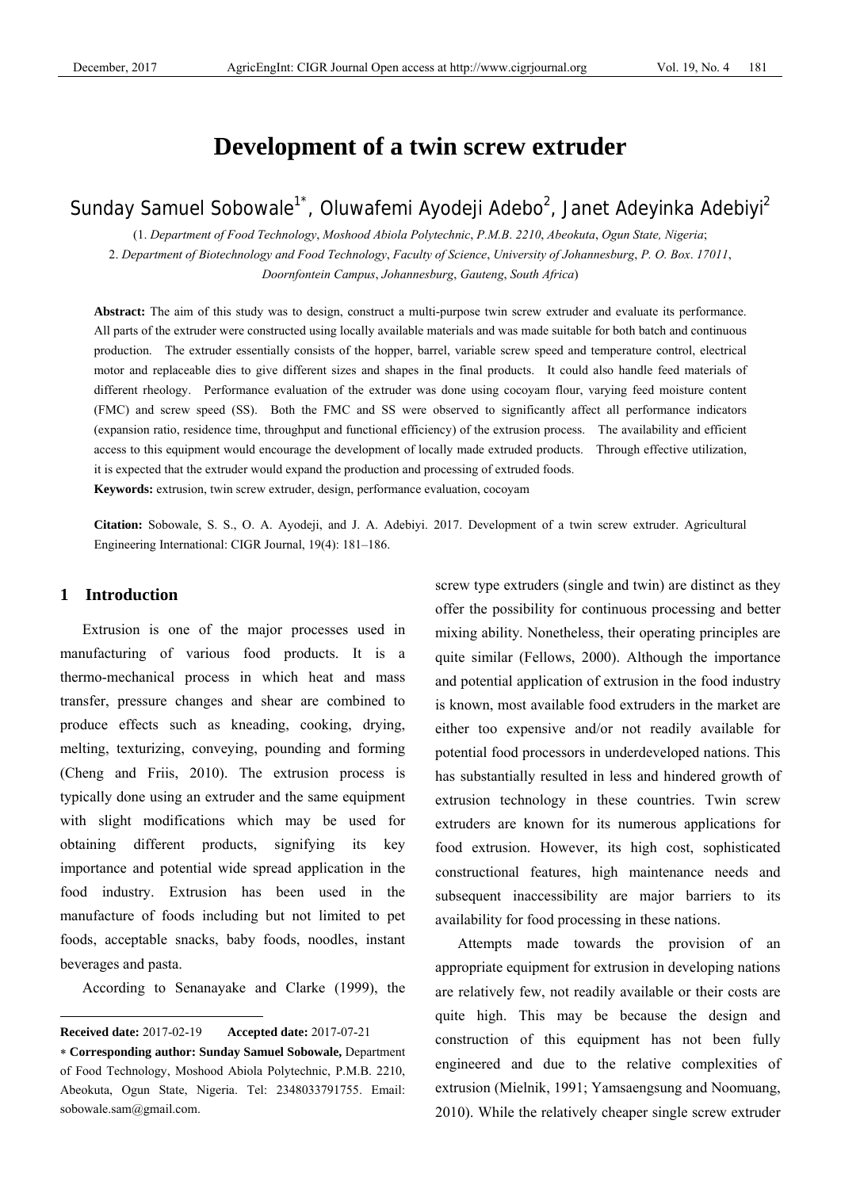# Development of a twin screw extruder

Sunday Samuel Sobowale[1*], Oluwafemi Ayodeji Adebo[2], Janet Adeyinka Adebiyi[2]

(1. *Department of Food Technology*, *Moshood Abiola Polytechnic*, *P.M.B. 2210*, *Abeokuta*, *Ogun State, Nigeria*;
2. *Department of Biotechnology and Food Technology*, *Faculty of Science*, *University of Johannesburg*, *P. O. Box. 17011*, *Doornfontein Campus*, *Johannesburg*, *Gauteng*, *South Africa*)

**Abstract:** The aim of this study was to design, construct a multi-purpose twin screw extruder and evaluate its performance. All parts of the extruder were constructed using locally available materials and was made suitable for both batch and continuous production. The extruder essentially consists of the hopper, barrel, variable screw speed and temperature control, electrical motor and replaceable dies to give different sizes and shapes in the final products. It could also handle feed materials of different rheology. Performance evaluation of the extruder was done using cocoyam flour, varying feed moisture content (FMC) and screw speed (SS). Both the FMC and SS were observed to significantly affect all performance indicators (expansion ratio, residence time, throughput and functional efficiency) of the extrusion process. The availability and efficient access to this equipment would encourage the development of locally made extruded products. Through effective utilization, it is expected that the extruder would expand the production and processing of extruded foods.

**Keywords:** extrusion, twin screw extruder, design, performance evaluation, cocoyam

**Citation:** Sobowale, S. S., O. A. Ayodeji, and J. A. Adebiyi. 2017. Development of a twin screw extruder. Agricultural Engineering International: CIGR Journal, 19(4): 181–186.

## 1 Introduction

Extrusion is one of the major processes used in manufacturing of various food products. It is a thermo-mechanical process in which heat and mass transfer, pressure changes and shear are combined to produce effects such as kneading, cooking, drying, melting, texturizing, conveying, pounding and forming (Cheng and Friis, 2010). The extrusion process is typically done using an extruder and the same equipment with slight modifications which may be used for obtaining different products, signifying its key importance and potential wide spread application in the food industry. Extrusion has been used in the manufacture of foods including but not limited to pet foods, acceptable snacks, baby foods, noodles, instant beverages and pasta.

According to Senanayake and Clarke (1999), the screw type extruders (single and twin) are distinct as they offer the possibility for continuous processing and better mixing ability. Nonetheless, their operating principles are quite similar (Fellows, 2000). Although the importance and potential application of extrusion in the food industry is known, most available food extruders in the market are either too expensive and/or not readily available for potential food processors in underdeveloped nations. This has substantially resulted in less and hindered growth of extrusion technology in these countries. Twin screw extruders are known for its numerous applications for food extrusion. However, its high cost, sophisticated constructional features, high maintenance needs and subsequent inaccessibility are major barriers to its availability for food processing in these nations.

Attempts made towards the provision of an appropriate equipment for extrusion in developing nations are relatively few, not readily available or their costs are quite high. This may be because the design and construction of this equipment has not been fully engineered and due to the relative complexities of extrusion (Mielnik, 1991; Yamsaengsung and Noomuang, 2010). While the relatively cheaper single screw extruder

---

**Received date:** 2017-02-19 **Accepted date:** 2017-07-21

\* **Corresponding author: Sunday Samuel Sobowale,** Department of Food Technology, Moshood Abiola Polytechnic, P.M.B. 2210, Abeokuta, Ogun State, Nigeria. Tel: 2348033791755. Email: sobowale.sam@gmail.com.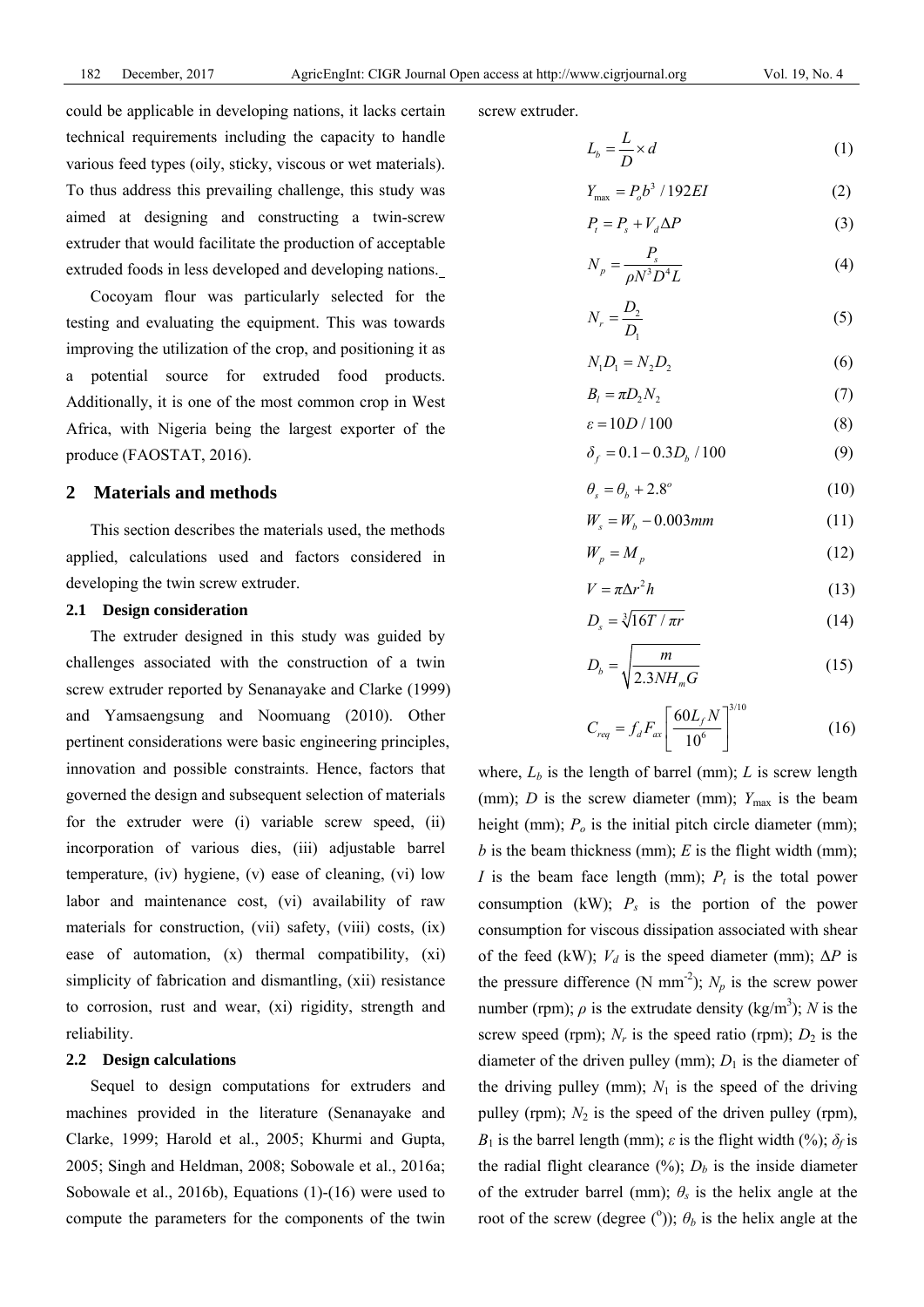could be applicable in developing nations, it lacks certain technical requirements including the capacity to handle various feed types (oily, sticky, viscous or wet materials). To thus address this prevailing challenge, this study was aimed at designing and constructing a twin-screw extruder that would facilitate the production of acceptable extruded foods in less developed and developing nations.

Cocoyam flour was particularly selected for the testing and evaluating the equipment. This was towards improving the utilization of the crop, and positioning it as a potential source for extruded food products. Additionally, it is one of the most common crop in West Africa, with Nigeria being the largest exporter of the produce (FAOSTAT, 2016).

## 2 Materials and methods

This section describes the materials used, the methods applied, calculations used and factors considered in developing the twin screw extruder.

### 2.1 Design consideration

The extruder designed in this study was guided by challenges associated with the construction of a twin screw extruder reported by Senanayake and Clarke (1999) and Yamsaengsung and Noomuang (2010). Other pertinent considerations were basic engineering principles, innovation and possible constraints. Hence, factors that governed the design and subsequent selection of materials for the extruder were (i) variable screw speed, (ii) incorporation of various dies, (iii) adjustable barrel temperature, (iv) hygiene, (v) ease of cleaning, (vi) low labor and maintenance cost, (vi) availability of raw materials for construction, (vii) safety, (viii) costs, (ix) ease of automation, (x) thermal compatibility, (xi) simplicity of fabrication and dismantling, (xii) resistance to corrosion, rust and wear, (xi) rigidity, strength and reliability.

### 2.2 Design calculations

Sequel to design computations for extruders and machines provided in the literature (Senanayake and Clarke, 1999; Harold et al., 2005; Khurmi and Gupta, 2005; Singh and Heldman, 2008; Sobowale et al., 2016a; Sobowale et al., 2016b), Equations (1)-(16) were used to compute the parameters for the components of the twin screw extruder.

$$L_b = \frac{L}{D} \times d \quad (1)$$

$$Y_{\max} = P_o b^3 / 192EI \quad (2)$$

$$P_t = P_s + V_d \Delta P \quad (3)$$

$$N_p = \frac{P_s}{\rho N^3 D^4 L} \quad (4)$$

$$N_r = \frac{D_2}{D_1} \quad (5)$$

$$N_1 D_1 = N_2 D_2 \quad (6)$$

$$B_l = \pi D_2 N_2 \quad (7)$$

$$\varepsilon = 10D / 100 \quad (8)$$

$$\delta_f = 0.1 - 0.3D_b / 100 \quad (9)$$

$$\theta_s = \theta_b + 2.8^o \quad (10)$$

$$W_s = W_b - 0.003mm \quad (11)$$

$$W_p = M_p \quad (12)$$

$$V = \pi \Delta r^2 h \quad (13)$$

$$D_s = \sqrt[3]{16T / \pi r} \quad (14)$$

$$D_b = \sqrt{\frac{m}{2.3NH_m G}} \quad (15)$$

$$C_{req} = f_d F_{ax} \left[ \frac{60 L_f N}{10^6} \right]^{3/10} \quad (16)$$

where, $L_b$ is the length of barrel (mm); $L$ is screw length (mm); $D$ is the screw diameter (mm); $Y_{\max}$ is the beam height (mm); $P_o$ is the initial pitch circle diameter (mm); $b$ is the beam thickness (mm); $E$ is the flight width (mm); $I$ is the beam face length (mm); $P_t$ is the total power consumption (kW); $P_s$ is the portion of the power consumption for viscous dissipation associated with shear of the feed (kW); $V_d$ is the speed diameter (mm); $\Delta P$ is the pressure difference (N mm$^{-2}$); $N_p$ is the screw power number (rpm); $\rho$ is the extrudate density (kg/m$^3$); $N$ is the screw speed (rpm); $N_r$ is the speed ratio (rpm); $D_2$ is the diameter of the driven pulley (mm); $D_1$ is the diameter of the driving pulley (mm); $N_1$ is the speed of the driving pulley (rpm); $N_2$ is the speed of the driven pulley (rpm), $B_1$ is the barrel length (mm); $\varepsilon$ is the flight width (%); $\delta_f$ is the radial flight clearance (%); $D_b$ is the inside diameter of the extruder barrel (mm); $\theta_s$ is the helix angle at the root of the screw (degree ($^o$)); $\theta_b$ is the helix angle at the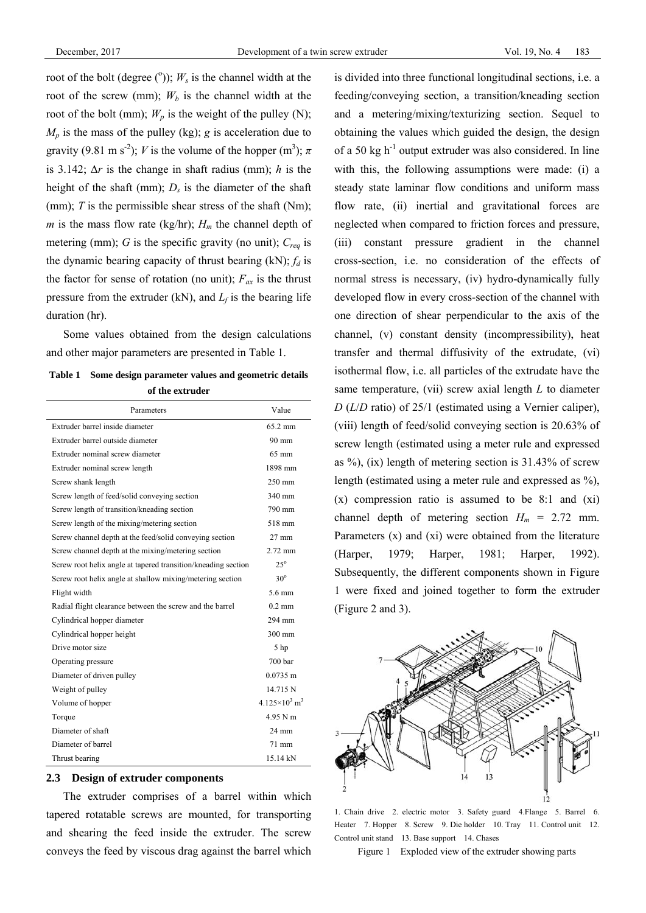root of the bolt (degree (°)); $W_s$ is the channel width at the root of the screw (mm); $W_b$ is the channel width at the root of the bolt (mm); $W_p$ is the weight of the pulley (N); $M_p$ is the mass of the pulley (kg); $g$ is acceleration due to gravity (9.81 m s$^{-2}$); $V$ is the volume of the hopper (m$^3$); $\pi$ is 3.142; $\Delta r$ is the change in shaft radius (mm); $h$ is the height of the shaft (mm); $D_s$ is the diameter of the shaft (mm); $T$ is the permissible shear stress of the shaft (Nm); $m$ is the mass flow rate (kg/hr); $H_m$ the channel depth of metering (mm); $G$ is the specific gravity (no unit); $C_{req}$ is the dynamic bearing capacity of thrust bearing (kN); $f_d$ is the factor for sense of rotation (no unit); $F_{ax}$ is the thrust pressure from the extruder (kN), and $L_f$ is the bearing life duration (hr).

Some values obtained from the design calculations and other major parameters are presented in Table 1.

**Table 1 Some design parameter values and geometric details of the extruder**

| Parameters | Value |
|---|---|
| Extruder barrel inside diameter | 65.2 mm |
| Extruder barrel outside diameter | 90 mm |
| Extruder nominal screw diameter | 65 mm |
| Extruder nominal screw length | 1898 mm |
| Screw shank length | 250 mm |
| Screw length of feed/solid conveying section | 340 mm |
| Screw length of transition/kneading section | 790 mm |
| Screw length of the mixing/metering section | 518 mm |
| Screw channel depth at the feed/solid conveying section | 27 mm |
| Screw channel depth at the mixing/metering section | 2.72 mm |
| Screw root helix angle at tapered transition/kneading section | 25° |
| Screw root helix angle at shallow mixing/metering section | 30° |
| Flight width | 5.6 mm |
| Radial flight clearance between the screw and the barrel | 0.2 mm |
| Cylindrical hopper diameter | 294 mm |
| Cylindrical hopper height | 300 mm |
| Drive motor size | 5 hp |
| Operating pressure | 700 bar |
| Diameter of driven pulley | 0.0735 m |
| Weight of pulley | 14.715 N |
| Volume of hopper | $4.125\times10^3$ m$^3$ |
| Torque | 4.95 N m |
| Diameter of shaft | 24 mm |
| Diameter of barrel | 71 mm |
| Thrust bearing | 15.14 kN |

### 2.3 Design of extruder components

The extruder comprises of a barrel within which tapered rotatable screws are mounted, for transporting and shearing the feed inside the extruder. The screw conveys the feed by viscous drag against the barrel which is divided into three functional longitudinal sections, i.e. a feeding/conveying section, a transition/kneading section and a metering/mixing/texturizing section. Sequel to obtaining the values which guided the design, the design of a 50 kg h$^{-1}$ output extruder was also considered. In line with this, the following assumptions were made: (i) a steady state laminar flow conditions and uniform mass flow rate, (ii) inertial and gravitational forces are neglected when compared to friction forces and pressure, (iii) constant pressure gradient in the channel cross-section, i.e. no consideration of the effects of normal stress is necessary, (iv) hydro-dynamically fully developed flow in every cross-section of the channel with one direction of shear perpendicular to the axis of the channel, (v) constant density (incompressibility), heat transfer and thermal diffusivity of the extrudate, (vi) isothermal flow, i.e. all particles of the extrudate have the same temperature, (vii) screw axial length $L$ to diameter $D$ ($L/D$ ratio) of 25/1 (estimated using a Vernier caliper), (viii) length of feed/solid conveying section is 20.63% of screw length (estimated using a meter rule and expressed as %), (ix) length of metering section is 31.43% of screw length (estimated using a meter rule and expressed as %), (x) compression ratio is assumed to be 8:1 and (xi) channel depth of metering section $H_m$ = 2.72 mm. Parameters (x) and (xi) were obtained from the literature (Harper, 1979; Harper, 1981; Harper, 1992). Subsequently, the different components shown in Figure 1 were fixed and joined together to form the extruder (Figure 2 and 3).

1. Chain drive 2. electric motor 3. Safety guard 4.Flange 5. Barrel 6. Heater 7. Hopper 8. Screw 9. Die holder 10. Tray 11. Control unit 12. Control unit stand 13. Base support 14. Chases

Figure 1 Exploded view of the extruder showing parts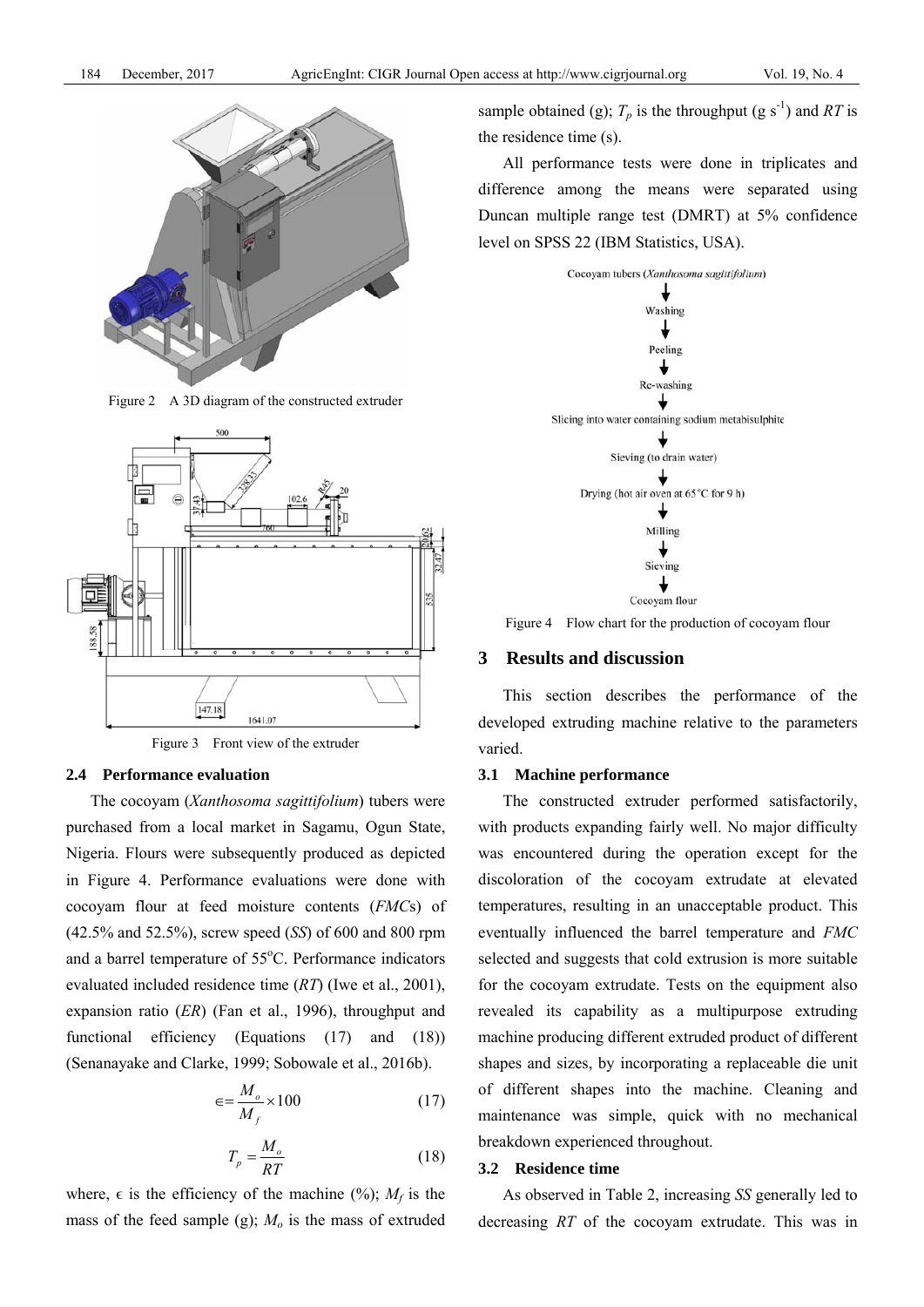Figure 2 A 3D diagram of the constructed extruder

Figure 3 Front view of the extruder

### 2.4 Performance evaluation

The cocoyam (*Xanthosoma sagittifolium*) tubers were purchased from a local market in Sagamu, Ogun State, Nigeria. Flours were subsequently produced as depicted in Figure 4. Performance evaluations were done with cocoyam flour at feed moisture contents (*FMC*s) of (42.5% and 52.5%), screw speed (*SS*) of 600 and 800 rpm and a barrel temperature of 55°C. Performance indicators evaluated included residence time (*RT*) (Iwe et al., 2001), expansion ratio (*ER*) (Fan et al., 1996), throughput and functional efficiency (Equations (17) and (18)) (Senanayake and Clarke, 1999; Sobowale et al., 2016b).

$$\epsilon = \frac{M_o}{M_f} \times 100 \qquad (17)$$

$$T_p = \frac{M_o}{RT} \qquad (18)$$

where, $\epsilon$ is the efficiency of the machine (%); $M_f$ is the mass of the feed sample (g); $M_o$ is the mass of extruded sample obtained (g); $T_p$ is the throughput (g s$^{-1}$) and *RT* is the residence time (s).

All performance tests were done in triplicates and difference among the means were separated using Duncan multiple range test (DMRT) at 5% confidence level on SPSS 22 (IBM Statistics, USA).

Cocoyam tubers (*Xanthosoma sagittifolium*)
↓
Washing
↓
Peeling
↓
Re-washing
↓
Slicing into water containing sodium metabisulphite
↓
Sieving (to drain water)
↓
Drying (hot air oven at 65°C for 9 h)
↓
Milling
↓
Sieving
↓
Cocoyam flour

Figure 4 Flow chart for the production of cocoyam flour

## 3 Results and discussion

This section describes the performance of the developed extruding machine relative to the parameters varied.

### 3.1 Machine performance

The constructed extruder performed satisfactorily, with products expanding fairly well. No major difficulty was encountered during the operation except for the discoloration of the cocoyam extrudate at elevated temperatures, resulting in an unacceptable product. This eventually influenced the barrel temperature and *FMC* selected and suggests that cold extrusion is more suitable for the cocoyam extrudate. Tests on the equipment also revealed its capability as a multipurpose extruding machine producing different extruded product of different shapes and sizes, by incorporating a replaceable die unit of different shapes into the machine. Cleaning and maintenance was simple, quick with no mechanical breakdown experienced throughout.

### 3.2 Residence time

As observed in Table 2, increasing *SS* generally led to decreasing *RT* of the cocoyam extrudate. This was in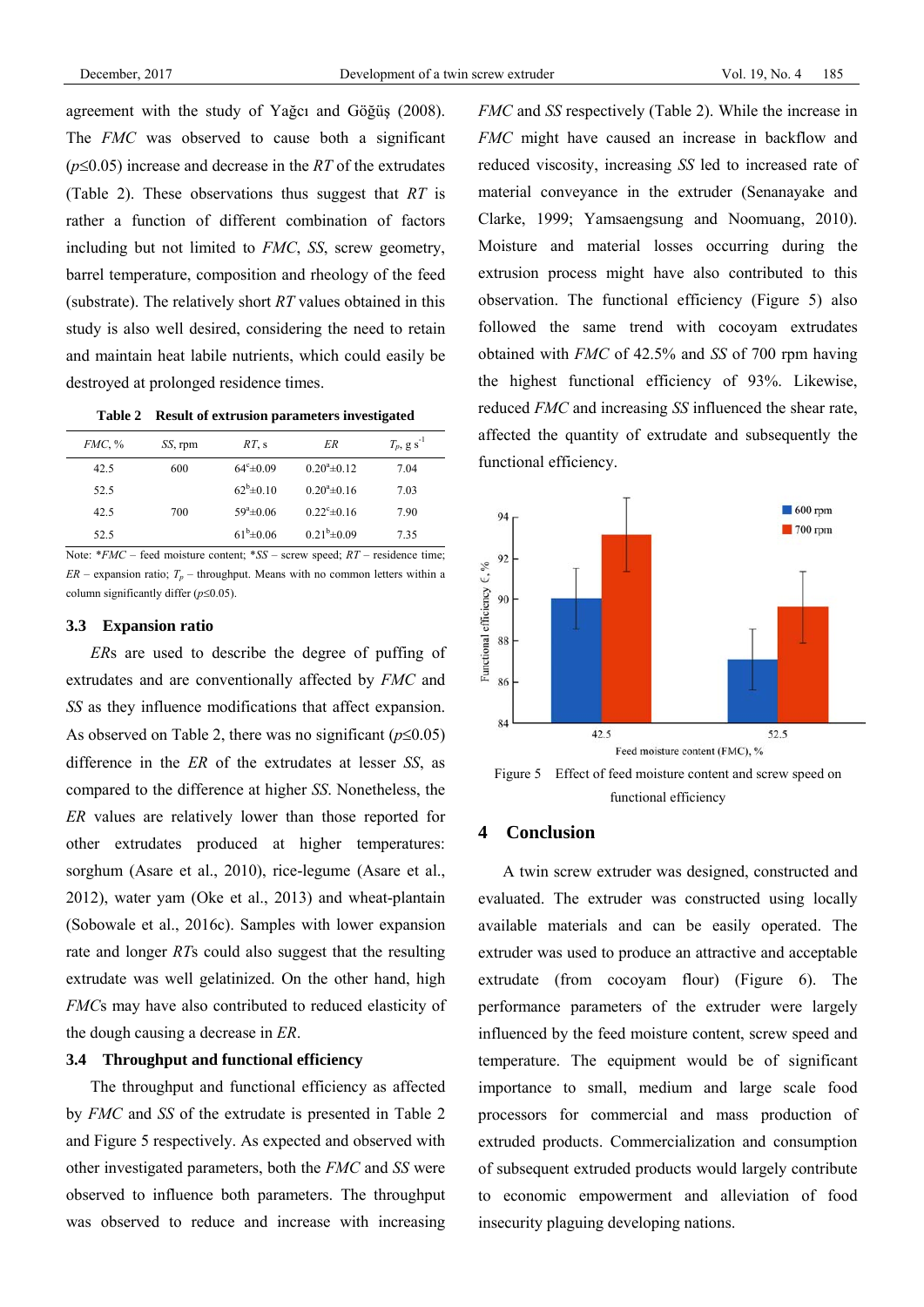agreement with the study of Yağcı and Göğüş (2008). The *FMC* was observed to cause both a significant ($p≤0.05$) increase and decrease in the *RT* of the extrudates (Table 2). These observations thus suggest that *RT* is rather a function of different combination of factors including but not limited to *FMC*, *SS*, screw geometry, barrel temperature, composition and rheology of the feed (substrate). The relatively short *RT* values obtained in this study is also well desired, considering the need to retain and maintain heat labile nutrients, which could easily be destroyed at prolonged residence times.

**Table 2 Result of extrusion parameters investigated**

| *FMC*, % | *SS*, rpm | *RT*, s | *ER* | $T_p$, g s$^{-1}$ |
|---|---|---|---|---|
| 42.5 | 600 | 64$^c$±0.09 | 0.20$^a$±0.12 | 7.04 |
| 52.5 | | 62$^b$±0.10 | 0.20$^a$±0.16 | 7.03 |
| 42.5 | 700 | 59$^a$±0.06 | 0.22$^c$±0.16 | 7.90 |
| 52.5 | | 61$^b$±0.06 | 0.21$^b$±0.09 | 7.35 |

Note: \**FMC* – feed moisture content; \**SS* – screw speed; *RT* – residence time; *ER* – expansion ratio; $T_p$ – throughput. Means with no common letters within a column significantly differ ($p≤0.05$).

### 3.3 Expansion ratio

*ER*s are used to describe the degree of puffing of extrudates and are conventionally affected by *FMC* and *SS* as they influence modifications that affect expansion. As observed on Table 2, there was no significant ($p≤0.05$) difference in the *ER* of the extrudates at lesser *SS*, as compared to the difference at higher *SS*. Nonetheless, the *ER* values are relatively lower than those reported for other extrudates produced at higher temperatures: sorghum (Asare et al., 2010), rice-legume (Asare et al., 2012), water yam (Oke et al., 2013) and wheat-plantain (Sobowale et al., 2016c). Samples with lower expansion rate and longer *RT*s could also suggest that the resulting extrudate was well gelatinized. On the other hand, high *FMC*s may have also contributed to reduced elasticity of the dough causing a decrease in *ER*.

### 3.4 Throughput and functional efficiency

The throughput and functional efficiency as affected by *FMC* and *SS* of the extrudate is presented in Table 2 and Figure 5 respectively. As expected and observed with other investigated parameters, both the *FMC* and *SS* were observed to influence both parameters. The throughput was observed to reduce and increase with increasing *FMC* and *SS* respectively (Table 2). While the increase in *FMC* might have caused an increase in backflow and reduced viscosity, increasing *SS* led to increased rate of material conveyance in the extruder (Senanayake and Clarke, 1999; Yamsaengsung and Noomuang, 2010). Moisture and material losses occurring during the extrusion process might have also contributed to this observation. The functional efficiency (Figure 5) also followed the same trend with cocoyam extrudates obtained with *FMC* of 42.5% and *SS* of 700 rpm having the highest functional efficiency of 93%. Likewise, reduced *FMC* and increasing *SS* influenced the shear rate, affected the quantity of extrudate and subsequently the functional efficiency.

Figure 5 Effect of feed moisture content and screw speed on functional efficiency

## 4 Conclusion

A twin screw extruder was designed, constructed and evaluated. The extruder was constructed using locally available materials and can be easily operated. The extruder was used to produce an attractive and acceptable extrudate (from cocoyam flour) (Figure 6). The performance parameters of the extruder were largely influenced by the feed moisture content, screw speed and temperature. The equipment would be of significant importance to small, medium and large scale food processors for commercial and mass production of extruded products. Commercialization and consumption of subsequent extruded products would largely contribute to economic empowerment and alleviation of food insecurity plaguing developing nations.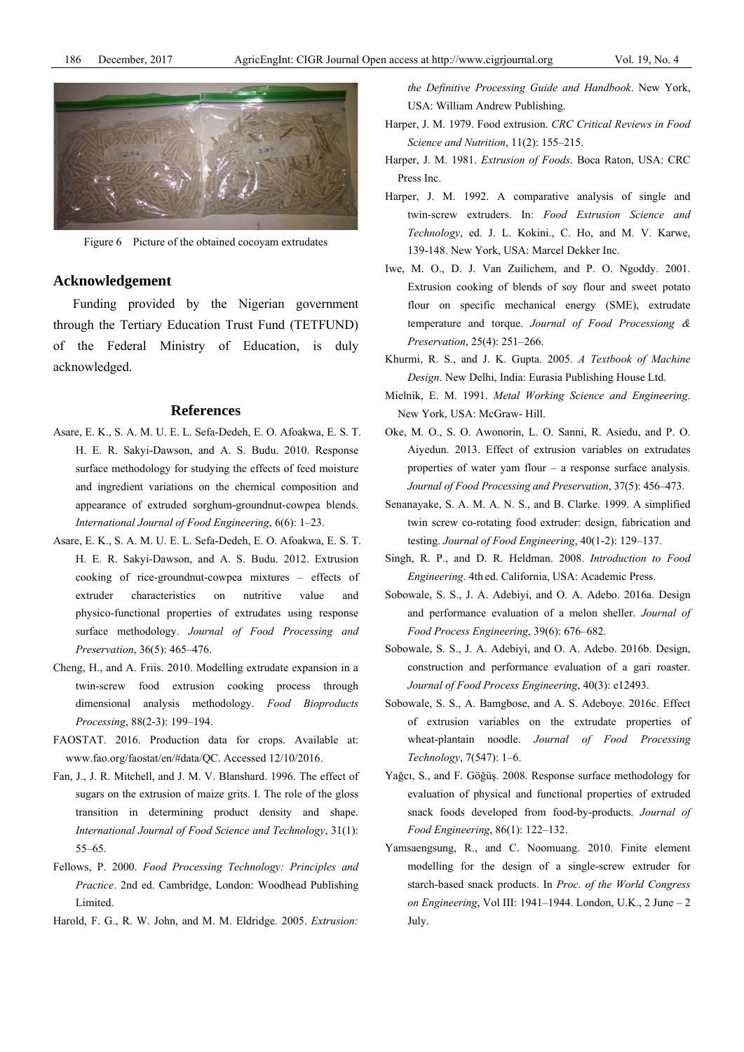Figure 6 Picture of the obtained cocoyam extrudates

## Acknowledgement

Funding provided by the Nigerian government through the Tertiary Education Trust Fund (TETFUND) of the Federal Ministry of Education, is duly acknowledged.

## References

Asare, E. K., S. A. M. U. E. L. Sefa-Dedeh, E. O. Afoakwa, E. S. T. H. E. R. Sakyi-Dawson, and A. S. Budu. 2010. Response surface methodology for studying the effects of feed moisture and ingredient variations on the chemical composition and appearance of extruded sorghum-groundnut-cowpea blends. *International Journal of Food Engineering*, 6(6): 1–23.

Asare, E. K., S. A. M. U. E. L. Sefa-Dedeh, E. O. Afoakwa, E. S. T. H. E. R. Sakyi-Dawson, and A. S. Budu. 2012. Extrusion cooking of rice-groundnut-cowpea mixtures – effects of extruder characteristics on nutritive value and physico-functional properties of extrudates using response surface methodology. *Journal of Food Processing and Preservation*, 36(5): 465–476.

Cheng, H., and A. Friis. 2010. Modelling extrudate expansion in a twin-screw food extrusion cooking process through dimensional analysis methodology. *Food Bioproducts Processing*, 88(2-3): 199–194.

FAOSTAT. 2016. Production data for crops. Available at: www.fao.org/faostat/en/#data/QC. Accessed 12/10/2016.

Fan, J., J. R. Mitchell, and J. M. V. Blanshard. 1996. The effect of sugars on the extrusion of maize grits. I. The role of the gloss transition in determining product density and shape. *International Journal of Food Science and Technology*, 31(1): 55–65.

Fellows, P. 2000. *Food Processing Technology: Principles and Practice*. 2nd ed. Cambridge, London: Woodhead Publishing Limited.

Harold, F. G., R. W. John, and M. M. Eldridge. 2005. *Extrusion: the Definitive Processing Guide and Handbook*. New York, USA: William Andrew Publishing.

Harper, J. M. 1979. Food extrusion. *CRC Critical Reviews in Food Science and Nutrition*, 11(2): 155–215.

Harper, J. M. 1981. *Extrusion of Foods*. Boca Raton, USA: CRC Press Inc.

Harper, J. M. 1992. A comparative analysis of single and twin-screw extruders. In: *Food Extrusion Science and Technology*, ed. J. L. Kokini., C. Ho, and M. V. Karwe, 139-148. New York, USA: Marcel Dekker Inc.

Iwe, M. O., D. J. Van Zuilichem, and P. O. Ngoddy. 2001. Extrusion cooking of blends of soy flour and sweet potato flour on specific mechanical energy (SME), extrudate temperature and torque. *Journal of Food Processiong & Preservation*, 25(4): 251–266.

Khurmi, R. S., and J. K. Gupta. 2005. *A Textbook of Machine Design*. New Delhi, India: Eurasia Publishing House Ltd.

Mielnik, E. M. 1991. *Metal Working Science and Engineering*. New York, USA: McGraw- Hill.

Oke, M. O., S. O. Awonorin, L. O. Sanni, R. Asiedu, and P. O. Aiyedun. 2013. Effect of extrusion variables on extrudates properties of water yam flour – a response surface analysis. *Journal of Food Processing and Preservation*, 37(5): 456–473.

Senanayake, S. A. M. A. N. S., and B. Clarke. 1999. A simplified twin screw co-rotating food extruder: design, fabrication and testing. *Journal of Food Engineering*, 40(1-2): 129–137.

Singh, R. P., and D. R. Heldman. 2008. *Introduction to Food Engineering*. 4th ed. California, USA: Academic Press.

Sobowale, S. S., J. A. Adebiyi, and O. A. Adebo. 2016a. Design and performance evaluation of a melon sheller. *Journal of Food Process Engineering*, 39(6): 676–682.

Sobowale, S. S., J. A. Adebiyi, and O. A. Adebo. 2016b. Design, construction and performance evaluation of a gari roaster. *Journal of Food Process Engineering*, 40(3): e12493.

Sobowale, S. S., A. Bamgbose, and A. S. Adeboye. 2016c. Effect of extrusion variables on the extrudate properties of wheat-plantain noodle. *Journal of Food Processing Technology*, 7(547): 1–6.

Yağcı, S., and F. Göğüş. 2008. Response surface methodology for evaluation of physical and functional properties of extruded snack foods developed from food-by-products. *Journal of Food Engineering*, 86(1): 122–132.

Yamsaengsung, R., and C. Noomuang. 2010. Finite element modelling for the design of a single-screw extruder for starch-based snack products. In *Proc. of the World Congress on Engineering*, Vol III: 1941–1944. London, U.K., 2 June – 2 July.